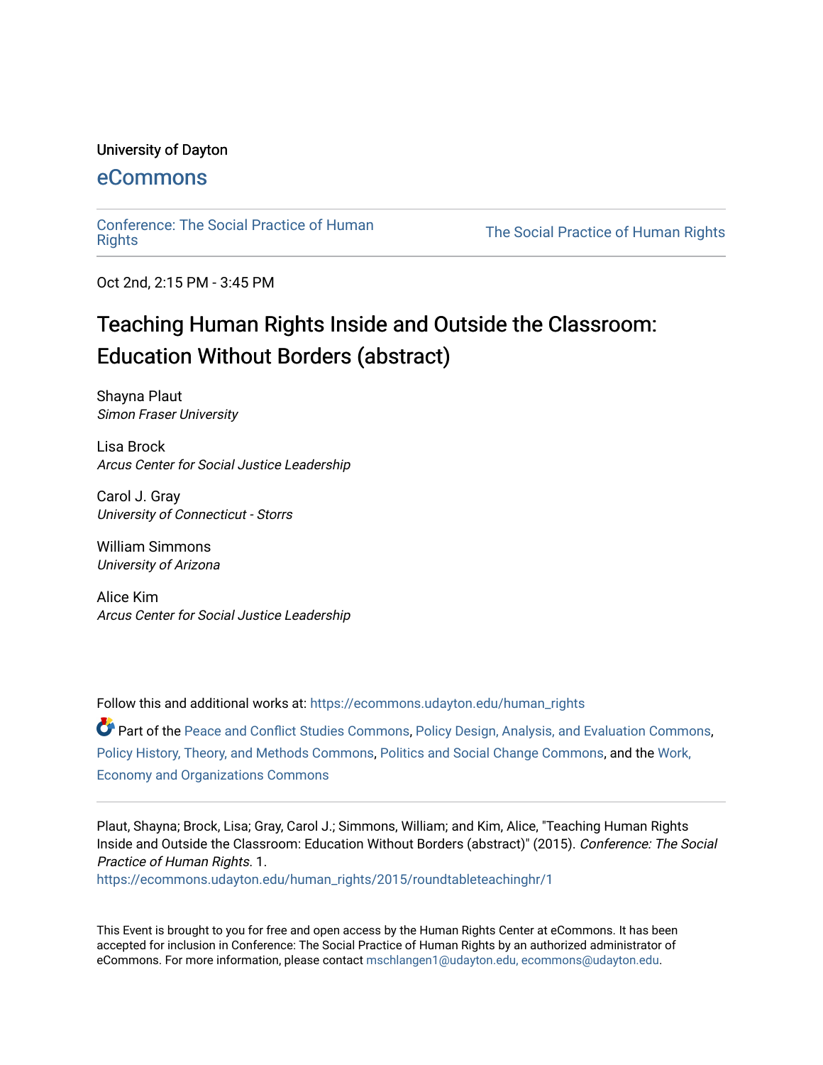University of Dayton

# eCommons

Conference: The Social Practice of Human Rights | The Social Practice of Human Rights

Oct 2nd, 2:15 PM - 3:45 PM

## Teaching Human Rights Inside and Outside the Classroom: Education Without Borders (abstract)

Shayna Plaut
*Simon Fraser University*

Lisa Brock
*Arcus Center for Social Justice Leadership*

Carol J. Gray
*University of Connecticut - Storrs*

William Simmons
*University of Arizona*

Alice Kim
*Arcus Center for Social Justice Leadership*

Follow this and additional works at: https://ecommons.udayton.edu/human_rights

Part of the Peace and Conflict Studies Commons, Policy Design, Analysis, and Evaluation Commons, Policy History, Theory, and Methods Commons, Politics and Social Change Commons, and the Work, Economy and Organizations Commons

Plaut, Shayna; Brock, Lisa; Gray, Carol J.; Simmons, William; and Kim, Alice, "Teaching Human Rights Inside and Outside the Classroom: Education Without Borders (abstract)" (2015). *Conference: The Social Practice of Human Rights*. 1.
https://ecommons.udayton.edu/human_rights/2015/roundtableteachinghr/1

This Event is brought to you for free and open access by the Human Rights Center at eCommons. It has been accepted for inclusion in Conference: The Social Practice of Human Rights by an authorized administrator of eCommons. For more information, please contact mschlangen1@udayton.edu, ecommons@udayton.edu.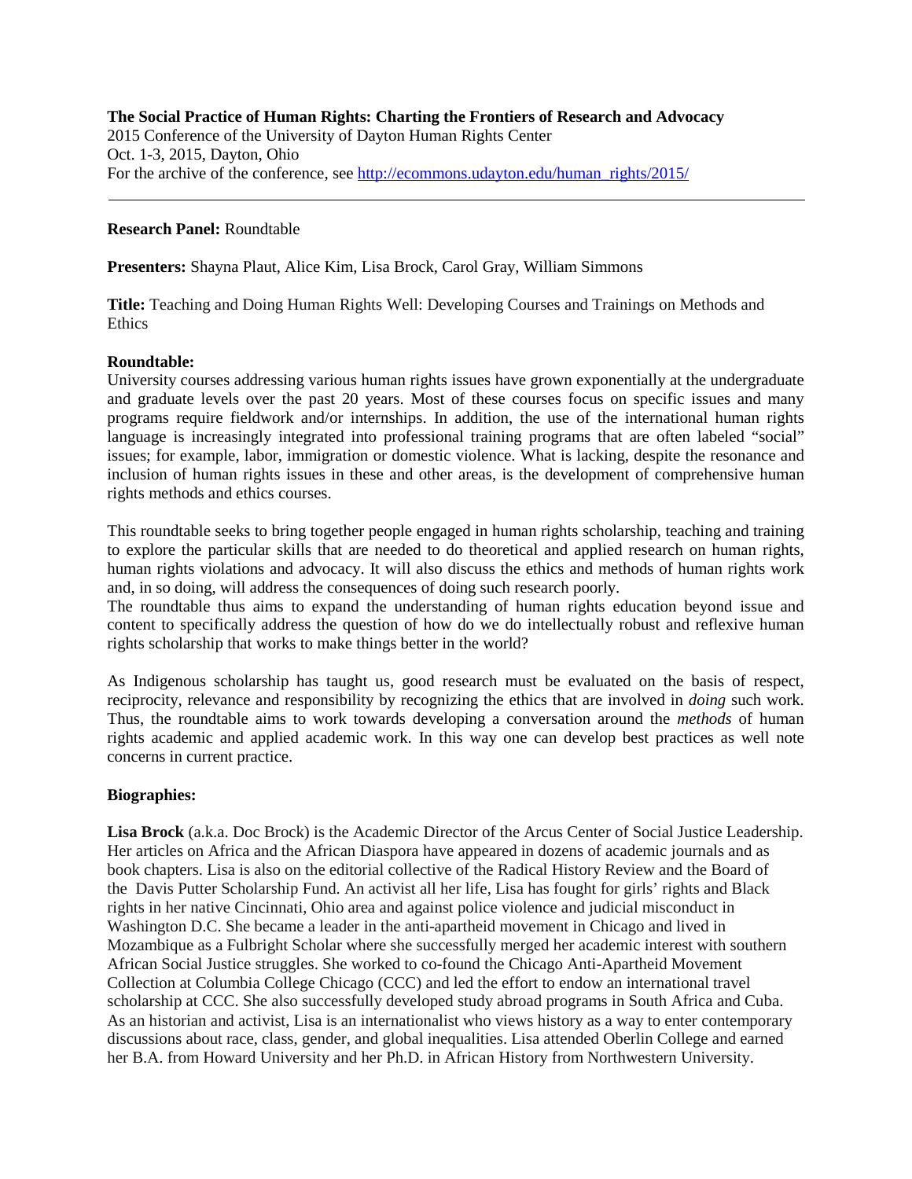**The Social Practice of Human Rights: Charting the Frontiers of Research and Advocacy**
2015 Conference of the University of Dayton Human Rights Center
Oct. 1-3, 2015, Dayton, Ohio
For the archive of the conference, see http://ecommons.udayton.edu/human_rights/2015/

---

**Research Panel:** Roundtable

**Presenters:** Shayna Plaut, Alice Kim, Lisa Brock, Carol Gray, William Simmons

**Title:** Teaching and Doing Human Rights Well: Developing Courses and Trainings on Methods and Ethics

**Roundtable:**

University courses addressing various human rights issues have grown exponentially at the undergraduate and graduate levels over the past 20 years. Most of these courses focus on specific issues and many programs require fieldwork and/or internships. In addition, the use of the international human rights language is increasingly integrated into professional training programs that are often labeled "social" issues; for example, labor, immigration or domestic violence. What is lacking, despite the resonance and inclusion of human rights issues in these and other areas, is the development of comprehensive human rights methods and ethics courses.

This roundtable seeks to bring together people engaged in human rights scholarship, teaching and training to explore the particular skills that are needed to do theoretical and applied research on human rights, human rights violations and advocacy. It will also discuss the ethics and methods of human rights work and, in so doing, will address the consequences of doing such research poorly.
The roundtable thus aims to expand the understanding of human rights education beyond issue and content to specifically address the question of how do we do intellectually robust and reflexive human rights scholarship that works to make things better in the world?

As Indigenous scholarship has taught us, good research must be evaluated on the basis of respect, reciprocity, relevance and responsibility by recognizing the ethics that are involved in *doing* such work. Thus, the roundtable aims to work towards developing a conversation around the *methods* of human rights academic and applied academic work. In this way one can develop best practices as well note concerns in current practice.

**Biographies:**

**Lisa Brock** (a.k.a. Doc Brock) is the Academic Director of the Arcus Center of Social Justice Leadership. Her articles on Africa and the African Diaspora have appeared in dozens of academic journals and as book chapters. Lisa is also on the editorial collective of the Radical History Review and the Board of the Davis Putter Scholarship Fund. An activist all her life, Lisa has fought for girls' rights and Black rights in her native Cincinnati, Ohio area and against police violence and judicial misconduct in Washington D.C. She became a leader in the anti-apartheid movement in Chicago and lived in Mozambique as a Fulbright Scholar where she successfully merged her academic interest with southern African Social Justice struggles. She worked to co-found the Chicago Anti-Apartheid Movement Collection at Columbia College Chicago (CCC) and led the effort to endow an international travel scholarship at CCC. She also successfully developed study abroad programs in South Africa and Cuba. As an historian and activist, Lisa is an internationalist who views history as a way to enter contemporary discussions about race, class, gender, and global inequalities. Lisa attended Oberlin College and earned her B.A. from Howard University and her Ph.D. in African History from Northwestern University.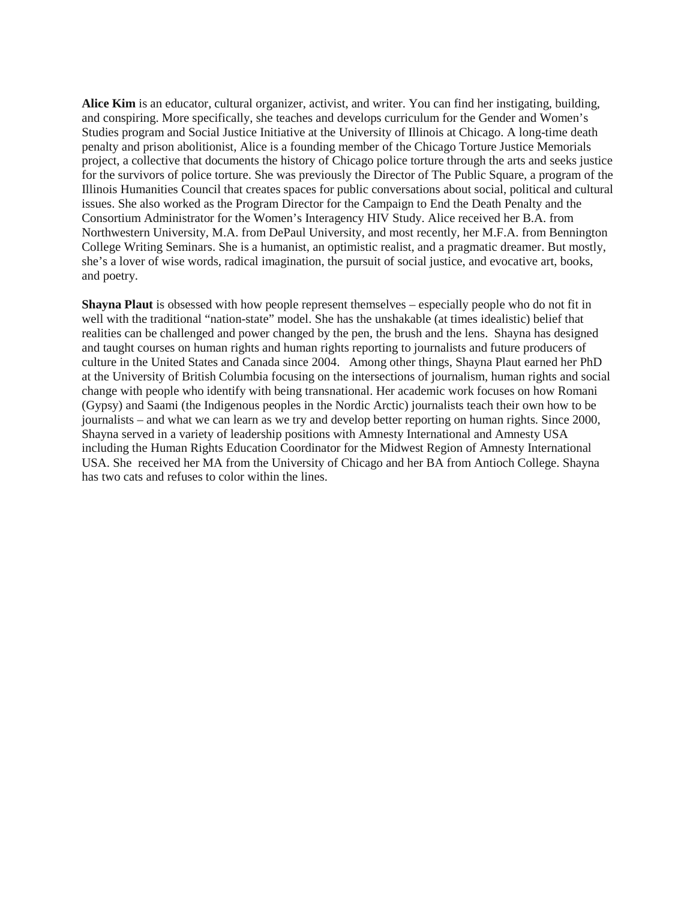**Alice Kim** is an educator, cultural organizer, activist, and writer. You can find her instigating, building, and conspiring. More specifically, she teaches and develops curriculum for the Gender and Women's Studies program and Social Justice Initiative at the University of Illinois at Chicago. A long-time death penalty and prison abolitionist, Alice is a founding member of the Chicago Torture Justice Memorials project, a collective that documents the history of Chicago police torture through the arts and seeks justice for the survivors of police torture. She was previously the Director of The Public Square, a program of the Illinois Humanities Council that creates spaces for public conversations about social, political and cultural issues. She also worked as the Program Director for the Campaign to End the Death Penalty and the Consortium Administrator for the Women's Interagency HIV Study. Alice received her B.A. from Northwestern University, M.A. from DePaul University, and most recently, her M.F.A. from Bennington College Writing Seminars. She is a humanist, an optimistic realist, and a pragmatic dreamer. But mostly, she's a lover of wise words, radical imagination, the pursuit of social justice, and evocative art, books, and poetry.

**Shayna Plaut** is obsessed with how people represent themselves – especially people who do not fit in well with the traditional "nation-state" model. She has the unshakable (at times idealistic) belief that realities can be challenged and power changed by the pen, the brush and the lens. Shayna has designed and taught courses on human rights and human rights reporting to journalists and future producers of culture in the United States and Canada since 2004. Among other things, Shayna Plaut earned her PhD at the University of British Columbia focusing on the intersections of journalism, human rights and social change with people who identify with being transnational. Her academic work focuses on how Romani (Gypsy) and Saami (the Indigenous peoples in the Nordic Arctic) journalists teach their own how to be journalists – and what we can learn as we try and develop better reporting on human rights. Since 2000, Shayna served in a variety of leadership positions with Amnesty International and Amnesty USA including the Human Rights Education Coordinator for the Midwest Region of Amnesty International USA. She received her MA from the University of Chicago and her BA from Antioch College. Shayna has two cats and refuses to color within the lines.